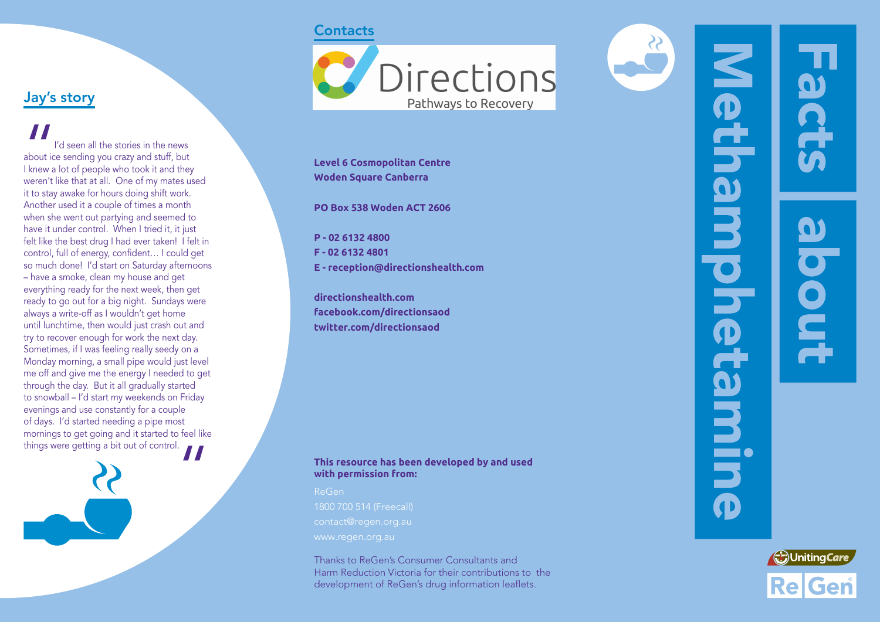## Jay's story

"I'd seen all the stories in the news about ice sending you crazy and stuff, but I knew a lot of people who took it and they weren't like that at all. One of my mates used it to stay awake for hours doing shift work. Another used it a couple of times a month when she went out partying and seemed to have it under control. When I tried it, it just felt like the best drug I had ever taken! I felt in control, full of energy, confident… I could get so much done! I'd start on Saturday afternoons – have a smoke, clean my house and get everything ready for the next week, then get ready to go out for a big night. Sundays were always a write-off as I wouldn't get home until lunchtime, then would just crash out and try to recover enough for work the next day. Sometimes, if I was feeling really seedy on a Monday morning, a small pipe would just level me off and give me the energy I needed to get through the day. But it all gradually started to snowball – I'd start my weekends on Friday evenings and use constantly for a couple of days. I'd started needing a pipe most mornings to get going and it started to feel like things were getting a bit out of control."

## Contacts

Directions
Pathways to Recovery

**Level 6 Cosmopolitan Centre**
**Woden Square Canberra**

**PO Box 538 Woden ACT 2606**

**P - 02 6132 4800**
**F - 02 6132 4801**
**E - reception@directionshealth.com**

**directionshealth.com**
**facebook.com/directionsaod**
**twitter.com/directionsaod**

**This resource has been developed by and used with permission from:**

ReGen
1800 700 514 (Freecall)
contact@regen.org.au
www.regen.org.au

Thanks to ReGen's Consumer Consultants and Harm Reduction Victoria for their contributions to the development of ReGen's drug information leaflets.

# Facts about Methamphetamine

UnitingCare
ReGen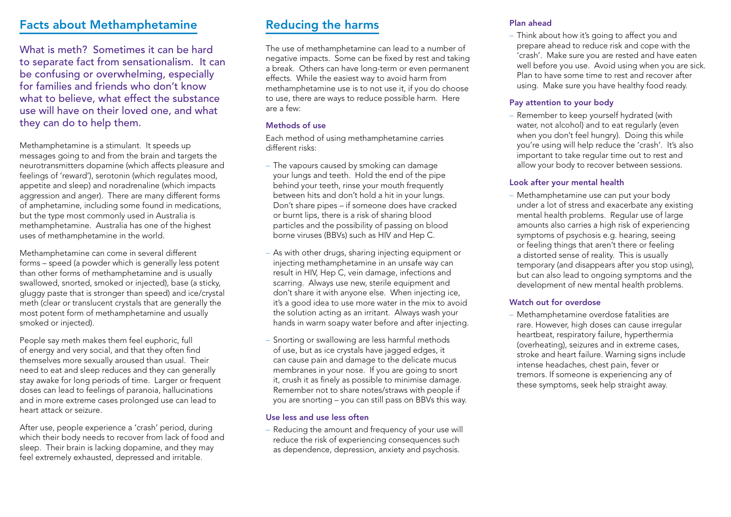## Facts about Methamphetamine

What is meth? Sometimes it can be hard to separate fact from sensationalism. It can be confusing or overwhelming, especially for families and friends who don't know what to believe, what effect the substance use will have on their loved one, and what they can do to help them.

Methamphetamine is a stimulant. It speeds up messages going to and from the brain and targets the neurotransmitters dopamine (which affects pleasure and feelings of 'reward'), serotonin (which regulates mood, appetite and sleep) and noradrenaline (which impacts aggression and anger). There are many different forms of amphetamine, including some found in medications, but the type most commonly used in Australia is methamphetamine. Australia has one of the highest uses of methamphetamine in the world.

Methamphetamine can come in several different forms – speed (a powder which is generally less potent than other forms of methamphetamine and is usually swallowed, snorted, smoked or injected), base (a sticky, gluggy paste that is stronger than speed) and ice/crystal meth (clear or translucent crystals that are generally the most potent form of methamphetamine and usually smoked or injected).

People say meth makes them feel euphoric, full of energy and very social, and that they often find themselves more sexually aroused than usual. Their need to eat and sleep reduces and they can generally stay awake for long periods of time. Larger or frequent doses can lead to feelings of paranoia, hallucinations and in more extreme cases prolonged use can lead to heart attack or seizure.

After use, people experience a 'crash' period, during which their body needs to recover from lack of food and sleep. Their brain is lacking dopamine, and they may feel extremely exhausted, depressed and irritable.

## Reducing the harms

The use of methamphetamine can lead to a number of negative impacts. Some can be fixed by rest and taking a break. Others can have long-term or even permanent effects. While the easiest way to avoid harm from methamphetamine use is to not use it, if you do choose to use, there are ways to reduce possible harm. Here are a few:

### Methods of use

Each method of using methamphetamine carries different risks:

- The vapours caused by smoking can damage your lungs and teeth. Hold the end of the pipe behind your teeth, rinse your mouth frequently between hits and don't hold a hit in your lungs. Don't share pipes – if someone does have cracked or burnt lips, there is a risk of sharing blood particles and the possibility of passing on blood borne viruses (BBVs) such as HIV and Hep C.
- As with other drugs, sharing injecting equipment or injecting methamphetamine in an unsafe way can result in HIV, Hep C, vein damage, infections and scarring. Always use new, sterile equipment and don't share it with anyone else. When injecting ice, it's a good idea to use more water in the mix to avoid the solution acting as an irritant. Always wash your hands in warm soapy water before and after injecting.
- Snorting or swallowing are less harmful methods of use, but as ice crystals have jagged edges, it can cause pain and damage to the delicate mucus membranes in your nose. If you are going to snort it, crush it as finely as possible to minimise damage. Remember not to share notes/straws with people if you are snorting – you can still pass on BBVs this way.

### Use less and use less often

- Reducing the amount and frequency of your use will reduce the risk of experiencing consequences such as dependence, depression, anxiety and psychosis.

### Plan ahead

- Think about how it's going to affect you and prepare ahead to reduce risk and cope with the 'crash'. Make sure you are rested and have eaten well before you use. Avoid using when you are sick. Plan to have some time to rest and recover after using. Make sure you have healthy food ready.

### Pay attention to your body

- Remember to keep yourself hydrated (with water, not alcohol) and to eat regularly (even when you don't feel hungry). Doing this while you're using will help reduce the 'crash'. It's also important to take regular time out to rest and allow your body to recover between sessions.

### Look after your mental health

- Methamphetamine use can put your body under a lot of stress and exacerbate any existing mental health problems. Regular use of large amounts also carries a high risk of experiencing symptoms of psychosis e.g. hearing, seeing or feeling things that aren't there or feeling a distorted sense of reality. This is usually temporary (and disappears after you stop using), but can also lead to ongoing symptoms and the development of new mental health problems.

### Watch out for overdose

- Methamphetamine overdose fatalities are rare. However, high doses can cause irregular heartbeat, respiratory failure, hyperthermia (overheating), seizures and in extreme cases, stroke and heart failure. Warning signs include intense headaches, chest pain, fever or tremors. If someone is experiencing any of these symptoms, seek help straight away.